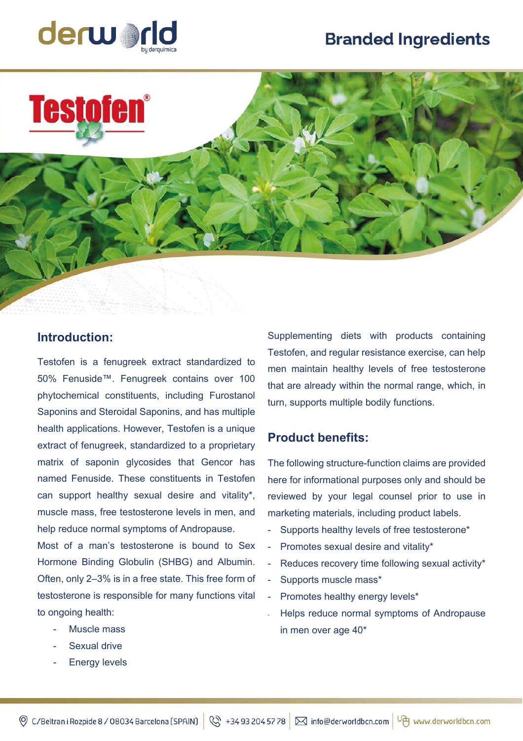derworld by derquimica

# Branded Ingredients

# Testofen®

## Introduction:

Testofen is a fenugreek extract standardized to 50% Fenuside™. Fenugreek contains over 100 phytochemical constituents, including Furostanol Saponins and Steroidal Saponins, and has multiple health applications. However, Testofen is a unique extract of fenugreek, standardized to a proprietary matrix of saponin glycosides that Gencor has named Fenuside. These constituents in Testofen can support healthy sexual desire and vitality*, muscle mass, free testosterone levels in men, and help reduce normal symptoms of Andropause.

Most of a man's testosterone is bound to Sex Hormone Binding Globulin (SHBG) and Albumin. Often, only 2–3% is in a free state. This free form of testosterone is responsible for many functions vital to ongoing health:

- Muscle mass
- Sexual drive
- Energy levels

Supplementing diets with products containing Testofen, and regular resistance exercise, can help men maintain healthy levels of free testosterone that are already within the normal range, which, in turn, supports multiple bodily functions.

## Product benefits:

The following structure-function claims are provided here for informational purposes only and should be reviewed by your legal counsel prior to use in marketing materials, including product labels.

- Supports healthy levels of free testosterone*
- Promotes sexual desire and vitality*
- Reduces recovery time following sexual activity*
- Supports muscle mass*
- Promotes healthy energy levels*
- Helps reduce normal symptoms of Andropause in men over age 40*

C/Beltran i Rozpide 8 / 08034 Barcelona (SPAIN) | +34 93 204 57 78 | info@derworldbcn.com | www.derworldbcn.com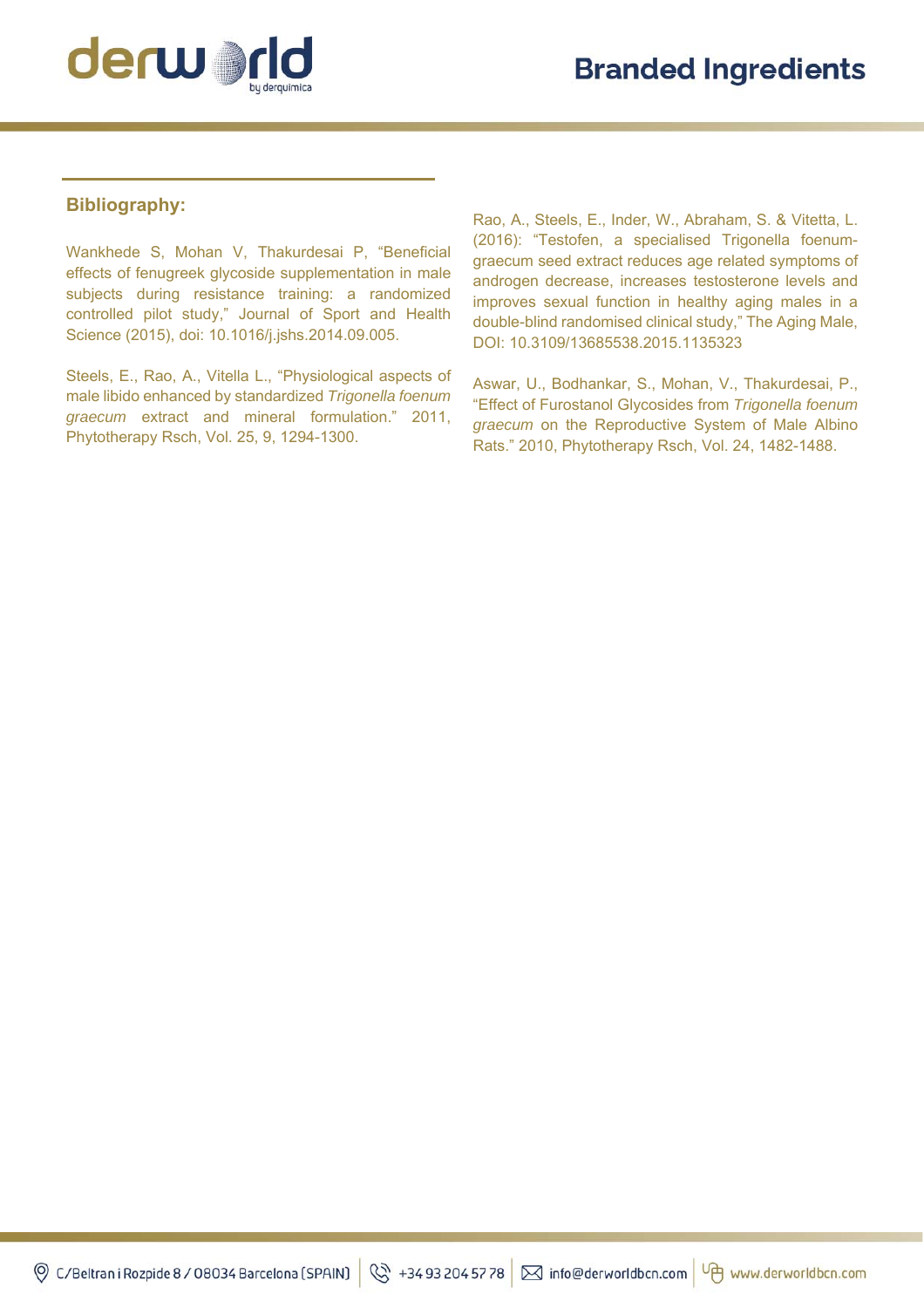## Bibliography:

Wankhede S, Mohan V, Thakurdesai P, "Beneficial effects of fenugreek glycoside supplementation in male subjects during resistance training: a randomized controlled pilot study," Journal of Sport and Health Science (2015), doi: 10.1016/j.jshs.2014.09.005.

Steels, E., Rao, A., Vitella L., "Physiological aspects of male libido enhanced by standardized *Trigonella foenum graecum* extract and mineral formulation." 2011, Phytotherapy Rsch, Vol. 25, 9, 1294-1300.

Rao, A., Steels, E., Inder, W., Abraham, S. & Vitetta, L. (2016): "Testofen, a specialised Trigonella foenum-graecum seed extract reduces age related symptoms of androgen decrease, increases testosterone levels and improves sexual function in healthy aging males in a double-blind randomised clinical study," The Aging Male, DOI: 10.3109/13685538.2015.1135323

Aswar, U., Bodhankar, S., Mohan, V., Thakurdesai, P., "Effect of Furostanol Glycosides from *Trigonella foenum graecum* on the Reproductive System of Male Albino Rats." 2010, Phytotherapy Rsch, Vol. 24, 1482-1488.